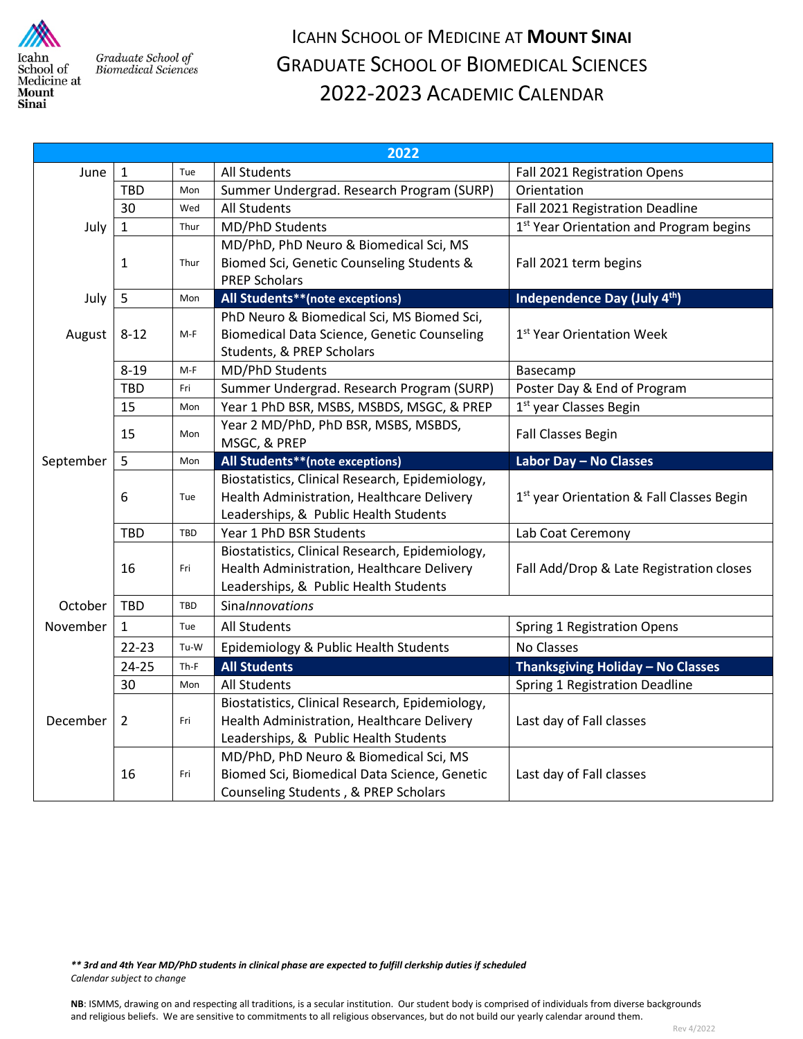Icahn School of Medicine at Mount Sinai — Graduate School of Biomedical Sciences

# ICAHN SCHOOL OF MEDICINE AT **MOUNT SINAI**
# GRADUATE SCHOOL OF BIOMEDICAL SCIENCES
# 2022-2023 ACADEMIC CALENDAR

| 2022 | | | | |
|---|---|---|---|---|
| June | 1 | Tue | All Students | Fall 2021 Registration Opens |
| | TBD | Mon | Summer Undergrad. Research Program (SURP) | Orientation |
| | 30 | Wed | All Students | Fall 2021 Registration Deadline |
| July | 1 | Thur | MD/PhD Students | 1st Year Orientation and Program begins |
| | 1 | Thur | MD/PhD, PhD Neuro & Biomedical Sci, MS Biomed Sci, Genetic Counseling Students & PREP Scholars | Fall 2021 term begins |
| July | 5 | Mon | **All Students\*\*(note exceptions)** | **Independence Day (July 4th)** |
| August | 8-12 | M-F | PhD Neuro & Biomedical Sci, MS Biomed Sci, Biomedical Data Science, Genetic Counseling Students, & PREP Scholars | 1st Year Orientation Week |
| | 8-19 | M-F | MD/PhD Students | Basecamp |
| | TBD | Fri | Summer Undergrad. Research Program (SURP) | Poster Day & End of Program |
| | 15 | Mon | Year 1 PhD BSR, MSBS, MSBDS, MSGC, & PREP | 1st year Classes Begin |
| | 15 | Mon | Year 2 MD/PhD, PhD BSR, MSBS, MSBDS, MSGC, & PREP | Fall Classes Begin |
| September | 5 | Mon | **All Students\*\*(note exceptions)** | **Labor Day – No Classes** |
| | 6 | Tue | Biostatistics, Clinical Research, Epidemiology, Health Administration, Healthcare Delivery Leaderships, & Public Health Students | 1st year Orientation & Fall Classes Begin |
| | TBD | TBD | Year 1 PhD BSR Students | Lab Coat Ceremony |
| | 16 | Fri | Biostatistics, Clinical Research, Epidemiology, Health Administration, Healthcare Delivery Leaderships, & Public Health Students | Fall Add/Drop & Late Registration closes |
| October | TBD | TBD | Sinai*Innovations* | |
| November | 1 | Tue | All Students | Spring 1 Registration Opens |
| | 22-23 | Tu-W | Epidemiology & Public Health Students | No Classes |
| | 24-25 | Th-F | **All Students** | **Thanksgiving Holiday – No Classes** |
| | 30 | Mon | All Students | Spring 1 Registration Deadline |
| December | 2 | Fri | Biostatistics, Clinical Research, Epidemiology, Health Administration, Healthcare Delivery Leaderships, & Public Health Students | Last day of Fall classes |
| | 16 | Fri | MD/PhD, PhD Neuro & Biomedical Sci, MS Biomed Sci, Biomedical Data Science, Genetic Counseling Students , & PREP Scholars | Last day of Fall classes |

***\*\* 3rd and 4th Year MD/PhD students in clinical phase are expected to fulfill clerkship duties if scheduled***

*Calendar subject to change*

**NB**: ISMMS, drawing on and respecting all traditions, is a secular institution. Our student body is comprised of individuals from diverse backgrounds and religious beliefs. We are sensitive to commitments to all religious observances, but do not build our yearly calendar around them.

Rev 4/2022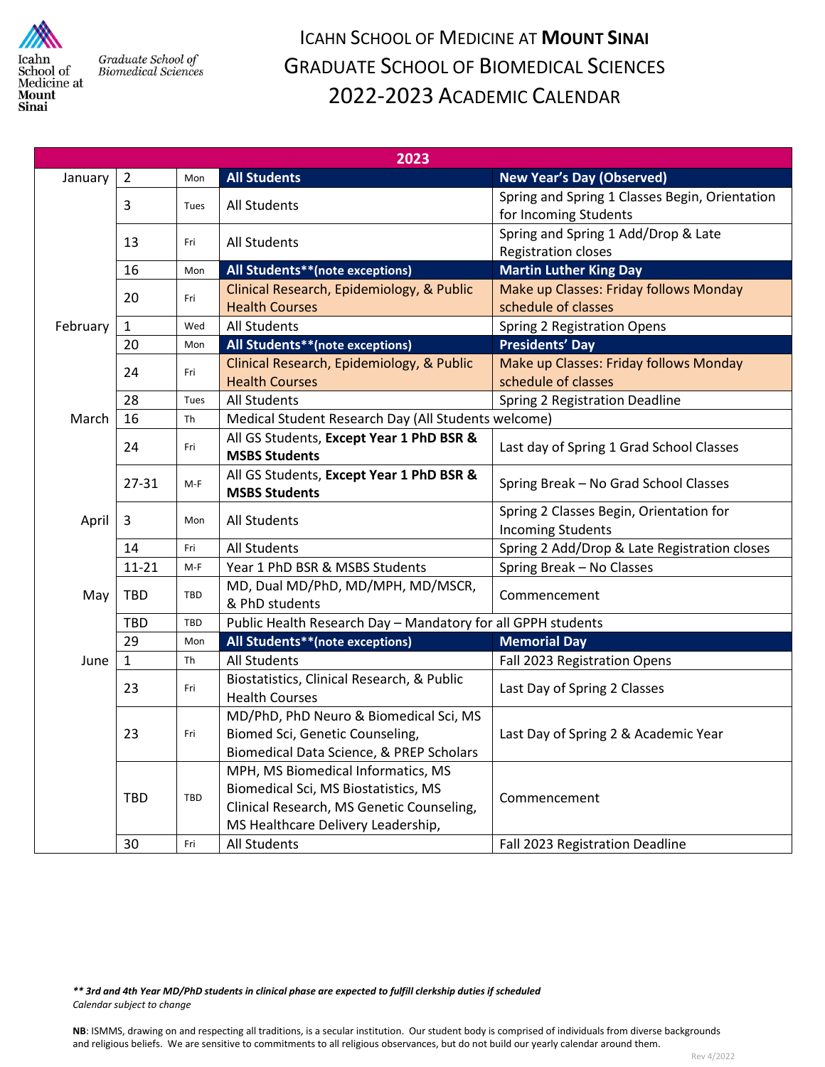# Icahn School of Medicine at **Mount Sinai**
## Graduate School of Biomedical Sciences
## 2022-2023 Academic Calendar

| 2023 | | | | |
|---|---|---|---|---|
| January | 2 | Mon | **All Students** | **New Year's Day (Observed)** |
| | 3 | Tues | All Students | Spring and Spring 1 Classes Begin, Orientation for Incoming Students |
| | 13 | Fri | All Students | Spring and Spring 1 Add/Drop & Late Registration closes |
| | 16 | Mon | **All Students**(note exceptions)** | **Martin Luther King Day** |
| | 20 | Fri | Clinical Research, Epidemiology, & Public Health Courses | Make up Classes: Friday follows Monday schedule of classes |
| February | 1 | Wed | All Students | Spring 2 Registration Opens |
| | 20 | Mon | **All Students**(note exceptions)** | **Presidents' Day** |
| | 24 | Fri | Clinical Research, Epidemiology, & Public Health Courses | Make up Classes: Friday follows Monday schedule of classes |
| | 28 | Tues | All Students | Spring 2 Registration Deadline |
| March | 16 | Th | Medical Student Research Day (All Students welcome) | |
| | 24 | Fri | All GS Students, **Except Year 1 PhD BSR & MSBS Students** | Last day of Spring 1 Grad School Classes |
| | 27-31 | M-F | All GS Students, **Except Year 1 PhD BSR & MSBS Students** | Spring Break – No Grad School Classes |
| April | 3 | Mon | All Students | Spring 2 Classes Begin, Orientation for Incoming Students |
| | 14 | Fri | All Students | Spring 2 Add/Drop & Late Registration closes |
| | 11-21 | M-F | Year 1 PhD BSR & MSBS Students | Spring Break – No Classes |
| May | TBD | TBD | MD, Dual MD/PhD, MD/MPH, MD/MSCR, & PhD students | Commencement |
| | TBD | TBD | Public Health Research Day – Mandatory for all GPPH students | |
| | 29 | Mon | **All Students**(note exceptions)** | **Memorial Day** |
| June | 1 | Th | All Students | Fall 2023 Registration Opens |
| | 23 | Fri | Biostatistics, Clinical Research, & Public Health Courses | Last Day of Spring 2 Classes |
| | 23 | Fri | MD/PhD, PhD Neuro & Biomedical Sci, MS Biomed Sci, Genetic Counseling, Biomedical Data Science, & PREP Scholars | Last Day of Spring 2 & Academic Year |
| | TBD | TBD | MPH, MS Biomedical Informatics, MS Biomedical Sci, MS Biostatistics, MS Clinical Research, MS Genetic Counseling, MS Healthcare Delivery Leadership, | Commencement |
| | 30 | Fri | All Students | Fall 2023 Registration Deadline |

***\*\* 3rd and 4th Year MD/PhD students in clinical phase are expected to fulfill clerkship duties if scheduled***

*Calendar subject to change*

**NB**: ISMMS, drawing on and respecting all traditions, is a secular institution. Our student body is comprised of individuals from diverse backgrounds and religious beliefs. We are sensitive to commitments to all religious observances, but do not build our yearly calendar around them.

Rev 4/2022